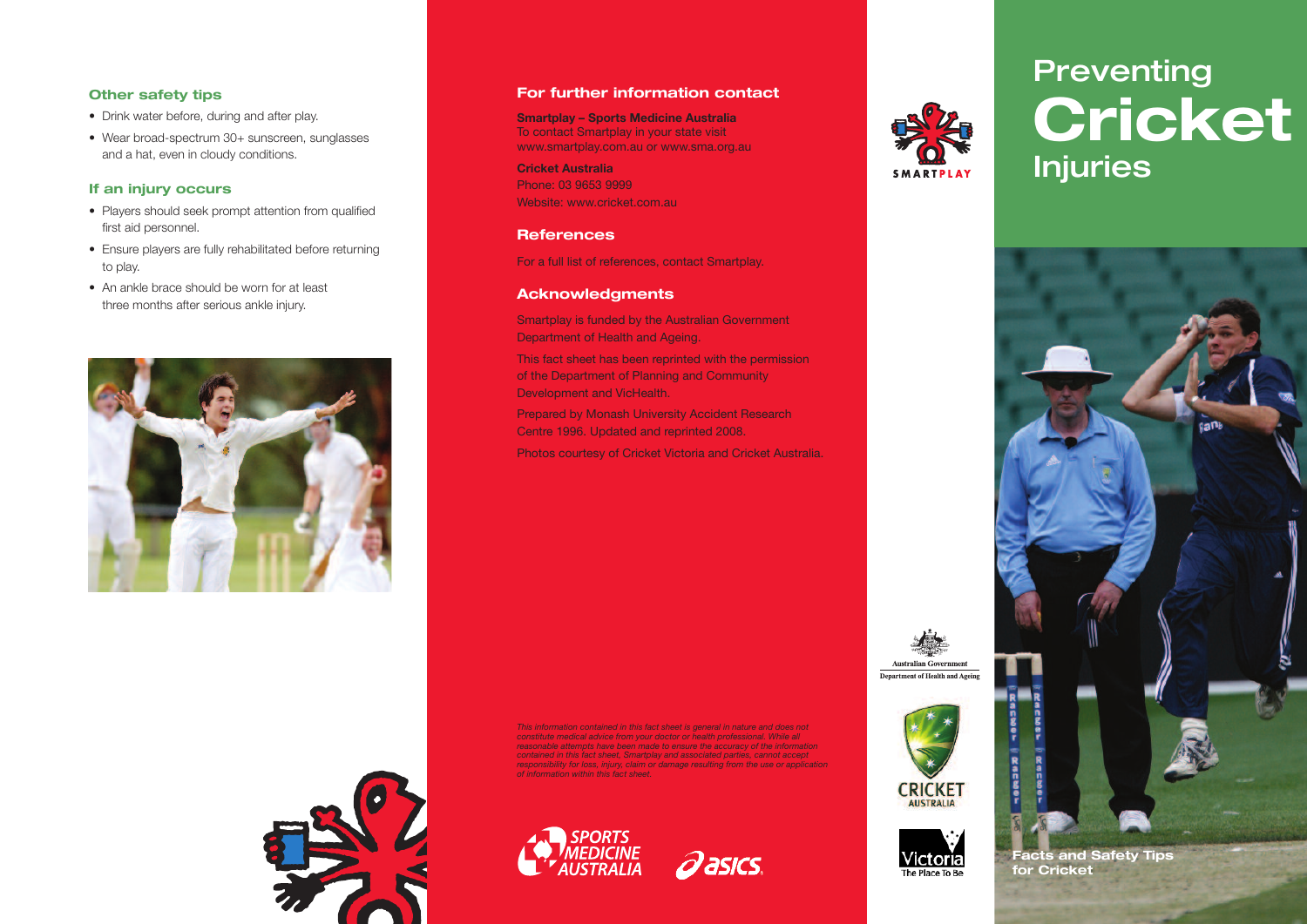## Other safety tips

- Drink water before, during and after play.
- Wear broad-spectrum 30+ sunscreen, sunglasses and a hat, even in cloudy conditions.

## If an injury occurs

- Players should seek prompt attention from qualified first aid personnel.
- Ensure players are fully rehabilitated before returning to play.
- An ankle brace should be worn for at least three months after serious ankle injury.

## For further information contact

**Smartplay – Sports Medicine Australia**
To contact Smartplay in your state visit
www.smartplay.com.au or www.sma.org.au

**Cricket Australia**
Phone: 03 9653 9999
Website: www.cricket.com.au

## References

For a full list of references, contact Smartplay.

## Acknowledgments

Smartplay is funded by the Australian Government Department of Health and Ageing.

This fact sheet has been reprinted with the permission of the Department of Planning and Community Development and VicHealth.

Prepared by Monash University Accident Research Centre 1996. Updated and reprinted 2008.

Photos courtesy of Cricket Victoria and Cricket Australia.

*This information contained in this fact sheet is general in nature and does not constitute medical advice from your doctor or health professional. While all reasonable attempts have been made to ensure the accuracy of the information contained in this fact sheet, Smartplay and associated parties, cannot accept responsibility for loss, injury, claim or damage resulting from the use or application of information within this fact sheet.*

SPORTS MEDICINE AUSTRALIA

asics

SMARTPLAY

Australian Government
Department of Health and Ageing

CRICKET AUSTRALIA

Victoria The Place To Be

# Preventing Cricket Injuries

Facts and Safety Tips for Cricket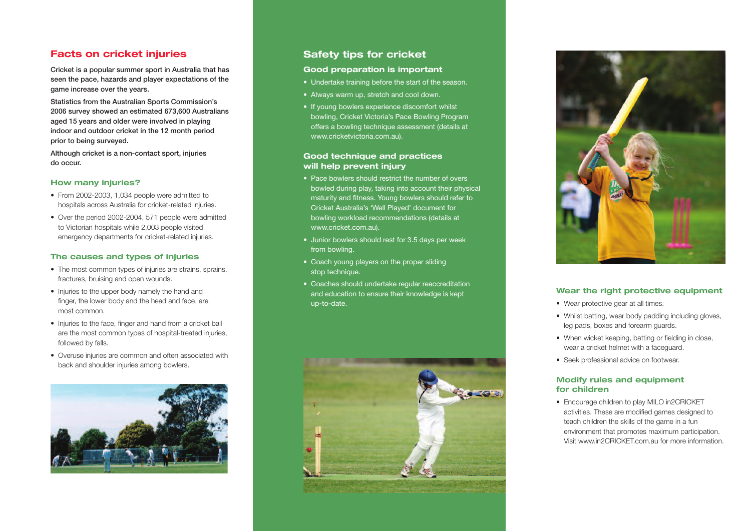## Facts on cricket injuries

**Cricket is a popular summer sport in Australia that has seen the pace, hazards and player expectations of the game increase over the years.**

**Statistics from the Australian Sports Commission's 2006 survey showed an estimated 673,600 Australians aged 15 years and older were involved in playing indoor and outdoor cricket in the 12 month period prior to being surveyed.**

**Although cricket is a non-contact sport, injuries do occur.**

### How many injuries?

- From 2002-2003, 1,034 people were admitted to hospitals across Australia for cricket-related injuries.
- Over the period 2002-2004, 571 people were admitted to Victorian hospitals while 2,003 people visited emergency departments for cricket-related injuries.

### The causes and types of injuries

- The most common types of injuries are strains, sprains, fractures, bruising and open wounds.
- Injuries to the upper body namely the hand and finger, the lower body and the head and face, are most common.
- Injuries to the face, finger and hand from a cricket ball are the most common types of hospital-treated injuries, followed by falls.
- Overuse injuries are common and often associated with back and shoulder injuries among bowlers.

## Safety tips for cricket

### Good preparation is important

- Undertake training before the start of the season.
- Always warm up, stretch and cool down.
- If young bowlers experience discomfort whilst bowling, Cricket Victoria's Pace Bowling Program offers a bowling technique assessment (details at www.cricketvictoria.com.au).

### Good technique and practices will help prevent injury

- Pace bowlers should restrict the number of overs bowled during play, taking into account their physical maturity and fitness. Young bowlers should refer to Cricket Australia's 'Well Played' document for bowling workload recommendations (details at www.cricket.com.au).
- Junior bowlers should rest for 3.5 days per week from bowling.
- Coach young players on the proper sliding stop technique.
- Coaches should undertake regular reaccreditation and education to ensure their knowledge is kept up-to-date.

### Wear the right protective equipment

- Wear protective gear at all times.
- Whilst batting, wear body padding including gloves, leg pads, boxes and forearm guards.
- When wicket keeping, batting or fielding in close, wear a cricket helmet with a faceguard.
- Seek professional advice on footwear.

### Modify rules and equipment for children

- Encourage children to play MILO in2CRICKET activities. These are modified games designed to teach children the skills of the game in a fun environment that promotes maximum participation. Visit www.in2CRICKET.com.au for more information.